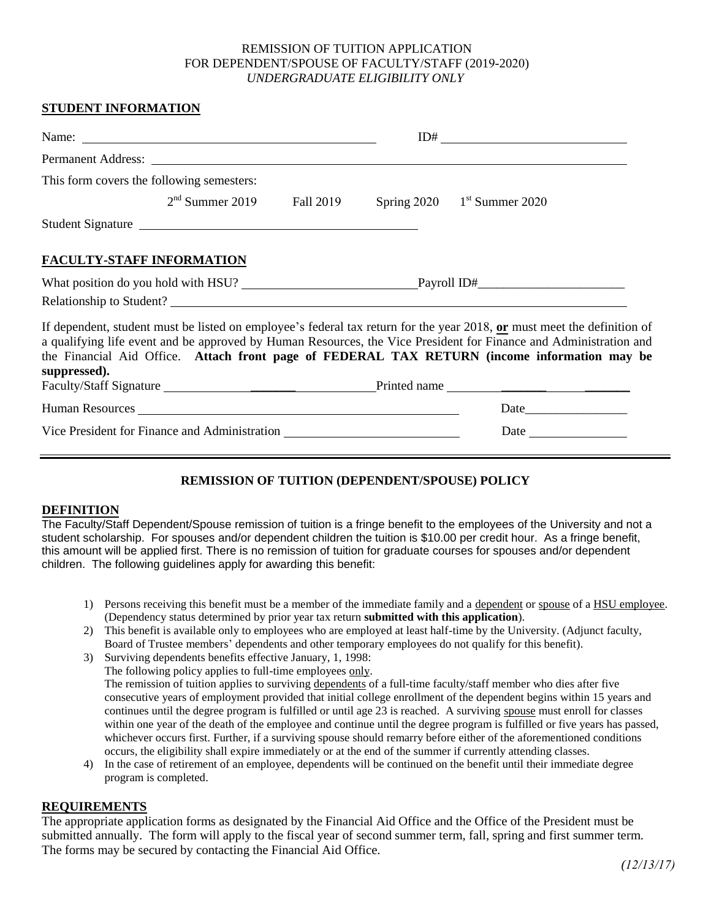REMISSION OF TUITION APPLICATION
FOR DEPENDENT/SPOUSE OF FACULTY/STAFF (2019-2020)
*UNDERGRADUATE ELIGIBILITY ONLY*

## STUDENT INFORMATION

Name: ______________________________ ID# ______________________________

Permanent Address: ______________________________________________________________

This form covers the following semesters:

2nd Summer 2019 Fall 2019 Spring 2020 1st Summer 2020

Student Signature ______________________________

## FACULTY-STAFF INFORMATION

What position do you hold with HSU? ______________________________ Payroll ID# ______________________________

Relationship to Student? ______________________________________________________________

If dependent, student must be listed on employee's federal tax return for the year 2018, **or** must meet the definition of a qualifying life event and be approved by Human Resources, the Vice President for Finance and Administration and the Financial Aid Office. **Attach front page of FEDERAL TAX RETURN (income information may be suppressed).**

Faculty/Staff Signature ______________________________ Printed name ______________________________

Human Resources ______________________________ Date ________________

Vice President for Finance and Administration ______________________________ Date ________________

---

## REMISSION OF TUITION (DEPENDENT/SPOUSE) POLICY

### DEFINITION

The Faculty/Staff Dependent/Spouse remission of tuition is a fringe benefit to the employees of the University and not a student scholarship. For spouses and/or dependent children the tuition is $10.00 per credit hour. As a fringe benefit, this amount will be applied first. There is no remission of tuition for graduate courses for spouses and/or dependent children. The following guidelines apply for awarding this benefit:

1) Persons receiving this benefit must be a member of the immediate family and a dependent or spouse of a HSU employee. (Dependency status determined by prior year tax return **submitted with this application**).
2) This benefit is available only to employees who are employed at least half-time by the University. (Adjunct faculty, Board of Trustee members' dependents and other temporary employees do not qualify for this benefit).
3) Surviving dependents benefits effective January, 1, 1998:
   The following policy applies to full-time employees only.
   The remission of tuition applies to surviving dependents of a full-time faculty/staff member who dies after five consecutive years of employment provided that initial college enrollment of the dependent begins within 15 years and continues until the degree program is fulfilled or until age 23 is reached. A surviving spouse must enroll for classes within one year of the death of the employee and continue until the degree program is fulfilled or five years has passed, whichever occurs first. Further, if a surviving spouse should remarry before either of the aforementioned conditions occurs, the eligibility shall expire immediately or at the end of the summer if currently attending classes.
4) In the case of retirement of an employee, dependents will be continued on the benefit until their immediate degree program is completed.

### REQUIREMENTS

The appropriate application forms as designated by the Financial Aid Office and the Office of the President must be submitted annually. The form will apply to the fiscal year of second summer term, fall, spring and first summer term. The forms may be secured by contacting the Financial Aid Office.

*(12/13/17)*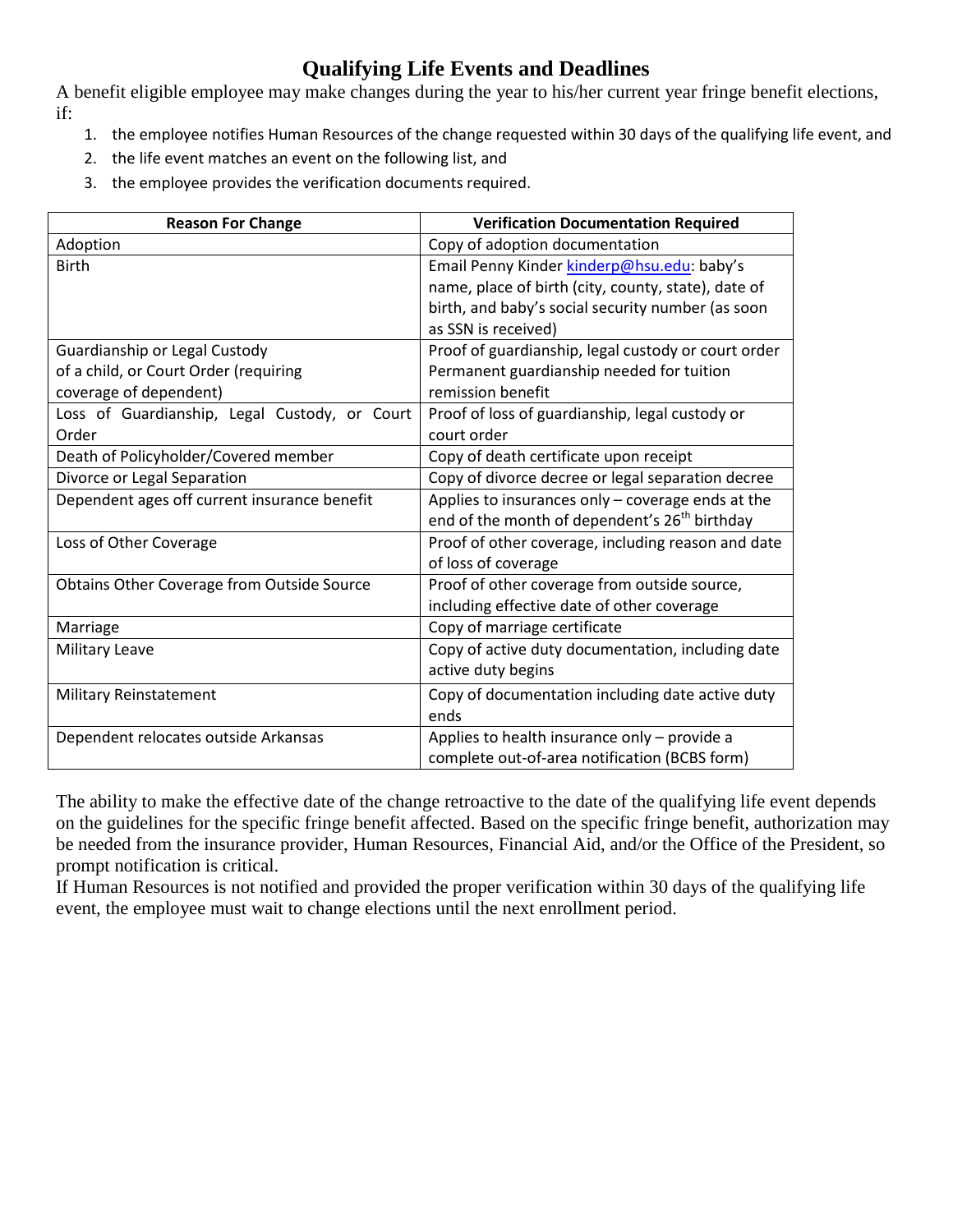# Qualifying Life Events and Deadlines

A benefit eligible employee may make changes during the year to his/her current year fringe benefit elections, if:

1. the employee notifies Human Resources of the change requested within 30 days of the qualifying life event, and
2. the life event matches an event on the following list, and
3. the employee provides the verification documents required.

| Reason For Change | Verification Documentation Required |
|---|---|
| Adoption | Copy of adoption documentation |
| Birth | Email Penny Kinder kinderp@hsu.edu: baby's name, place of birth (city, county, state), date of birth, and baby's social security number (as soon as SSN is received) |
| Guardianship or Legal Custody of a child, or Court Order (requiring coverage of dependent) | Proof of guardianship, legal custody or court order Permanent guardianship needed for tuition remission benefit |
| Loss of Guardianship, Legal Custody, or Court Order | Proof of loss of guardianship, legal custody or court order |
| Death of Policyholder/Covered member | Copy of death certificate upon receipt |
| Divorce or Legal Separation | Copy of divorce decree or legal separation decree |
| Dependent ages off current insurance benefit | Applies to insurances only – coverage ends at the end of the month of dependent's 26th birthday |
| Loss of Other Coverage | Proof of other coverage, including reason and date of loss of coverage |
| Obtains Other Coverage from Outside Source | Proof of other coverage from outside source, including effective date of other coverage |
| Marriage | Copy of marriage certificate |
| Military Leave | Copy of active duty documentation, including date active duty begins |
| Military Reinstatement | Copy of documentation including date active duty ends |
| Dependent relocates outside Arkansas | Applies to health insurance only – provide a complete out-of-area notification (BCBS form) |

The ability to make the effective date of the change retroactive to the date of the qualifying life event depends on the guidelines for the specific fringe benefit affected. Based on the specific fringe benefit, authorization may be needed from the insurance provider, Human Resources, Financial Aid, and/or the Office of the President, so prompt notification is critical.

If Human Resources is not notified and provided the proper verification within 30 days of the qualifying life event, the employee must wait to change elections until the next enrollment period.